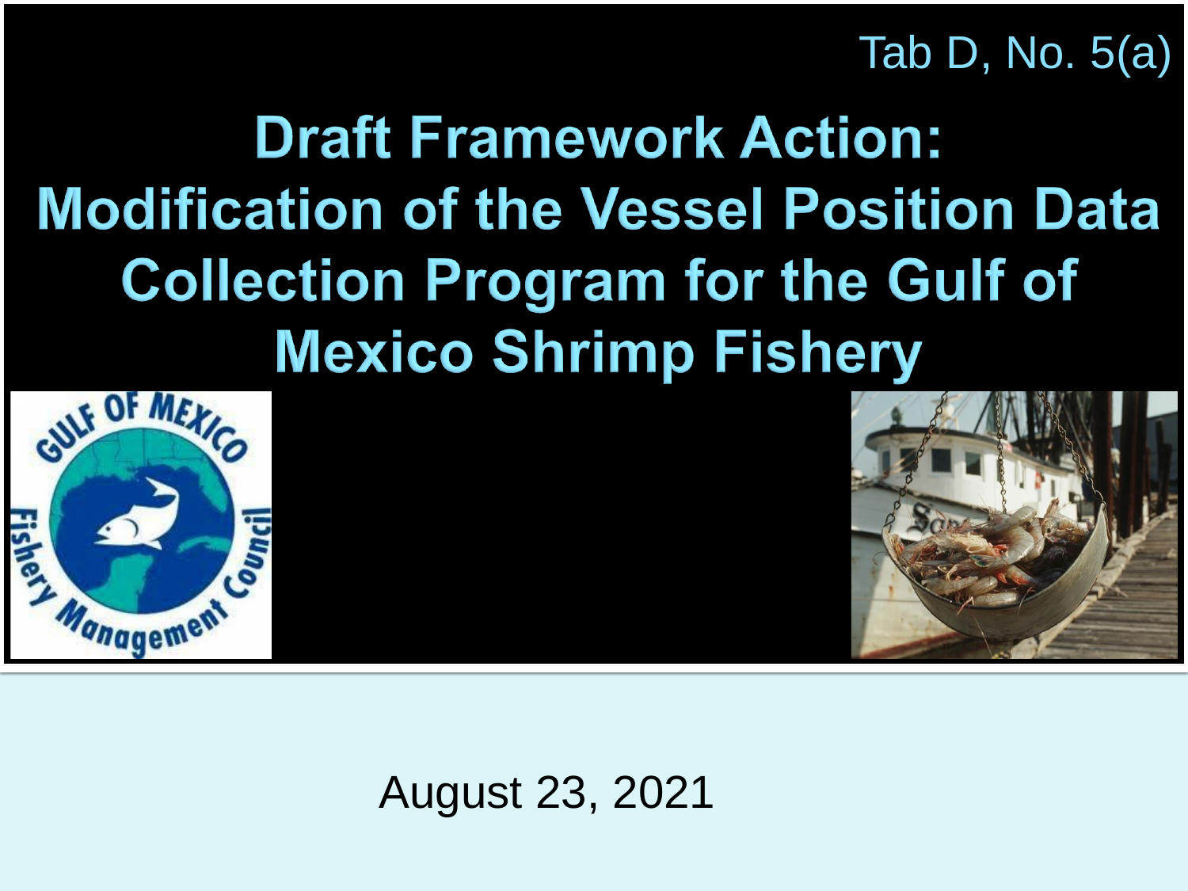Tab D, No. 5(a)

# Draft Framework Action: Modification of the Vessel Position Data Collection Program for the Gulf of Mexico Shrimp Fishery

August 23, 2021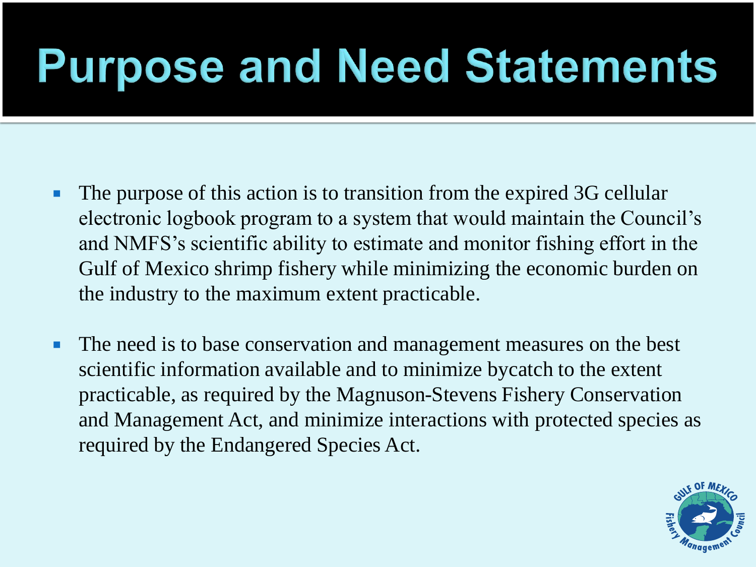# Purpose and Need Statements

- The purpose of this action is to transition from the expired 3G cellular electronic logbook program to a system that would maintain the Council's and NMFS's scientific ability to estimate and monitor fishing effort in the Gulf of Mexico shrimp fishery while minimizing the economic burden on the industry to the maximum extent practicable.
- The need is to base conservation and management measures on the best scientific information available and to minimize bycatch to the extent practicable, as required by the Magnuson-Stevens Fishery Conservation and Management Act, and minimize interactions with protected species as required by the Endangered Species Act.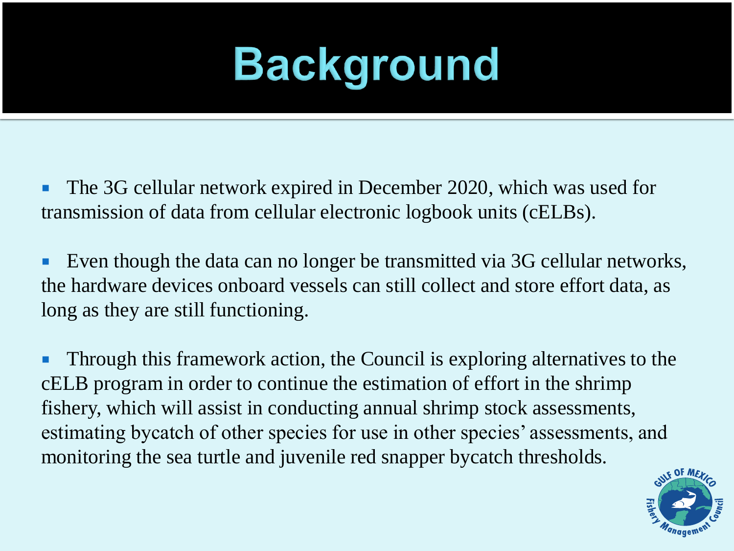# Background

- The 3G cellular network expired in December 2020, which was used for transmission of data from cellular electronic logbook units (cELBs).
- Even though the data can no longer be transmitted via 3G cellular networks, the hardware devices onboard vessels can still collect and store effort data, as long as they are still functioning.
- Through this framework action, the Council is exploring alternatives to the cELB program in order to continue the estimation of effort in the shrimp fishery, which will assist in conducting annual shrimp stock assessments, estimating bycatch of other species for use in other species' assessments, and monitoring the sea turtle and juvenile red snapper bycatch thresholds.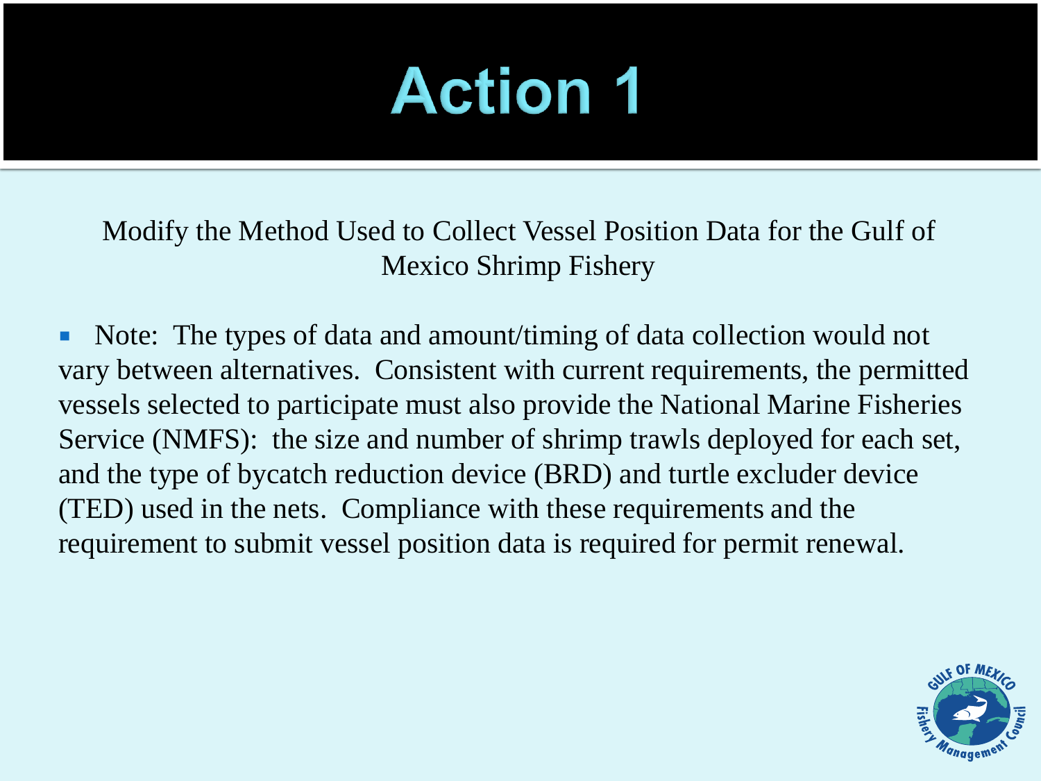# Action 1

Modify the Method Used to Collect Vessel Position Data for the Gulf of Mexico Shrimp Fishery

- Note: The types of data and amount/timing of data collection would not vary between alternatives. Consistent with current requirements, the permitted vessels selected to participate must also provide the National Marine Fisheries Service (NMFS): the size and number of shrimp trawls deployed for each set, and the type of bycatch reduction device (BRD) and turtle excluder device (TED) used in the nets. Compliance with these requirements and the requirement to submit vessel position data is required for permit renewal.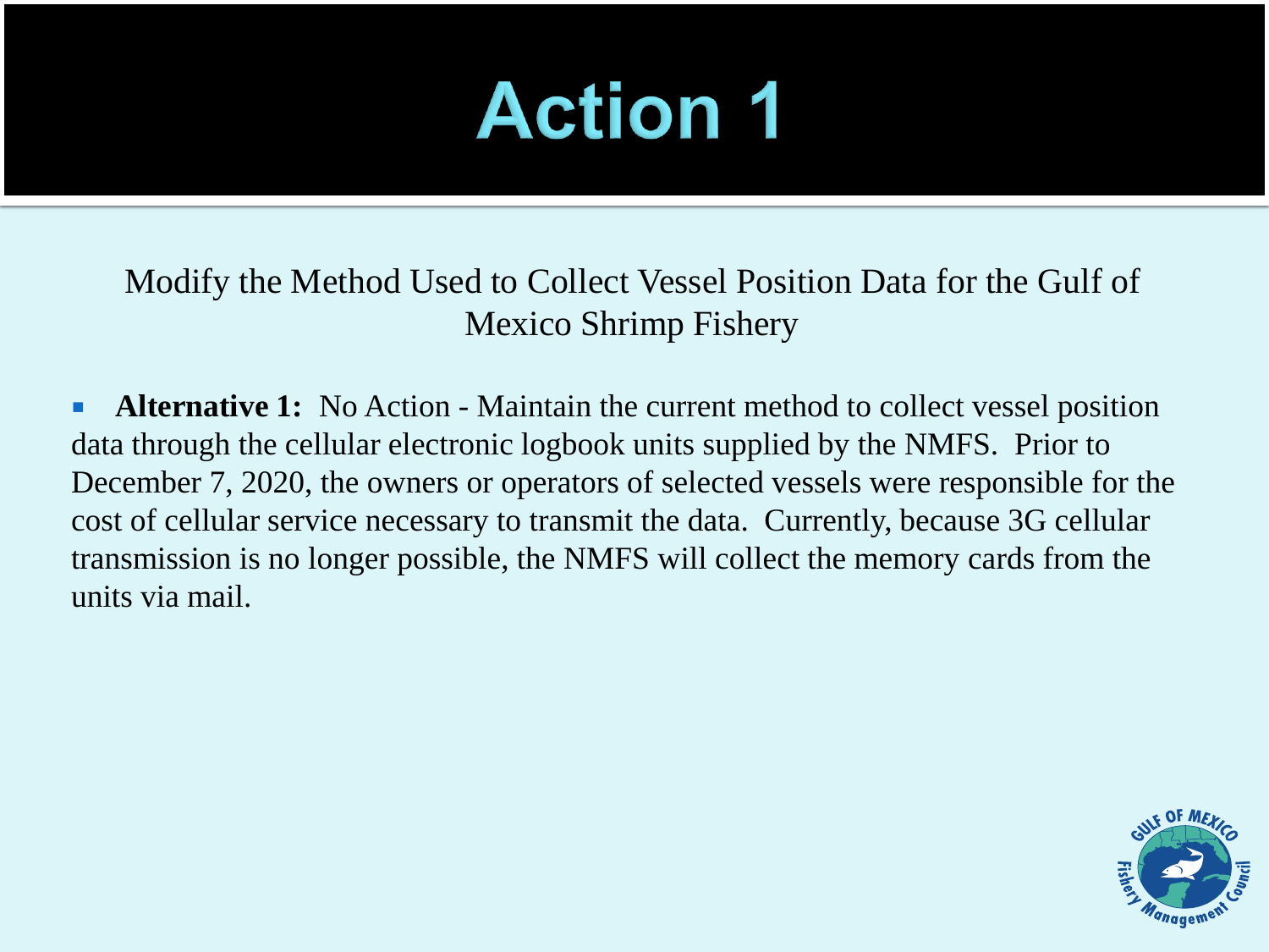# Action 1

Modify the Method Used to Collect Vessel Position Data for the Gulf of Mexico Shrimp Fishery

- **Alternative 1:** No Action - Maintain the current method to collect vessel position data through the cellular electronic logbook units supplied by the NMFS. Prior to December 7, 2020, the owners or operators of selected vessels were responsible for the cost of cellular service necessary to transmit the data. Currently, because 3G cellular transmission is no longer possible, the NMFS will collect the memory cards from the units via mail.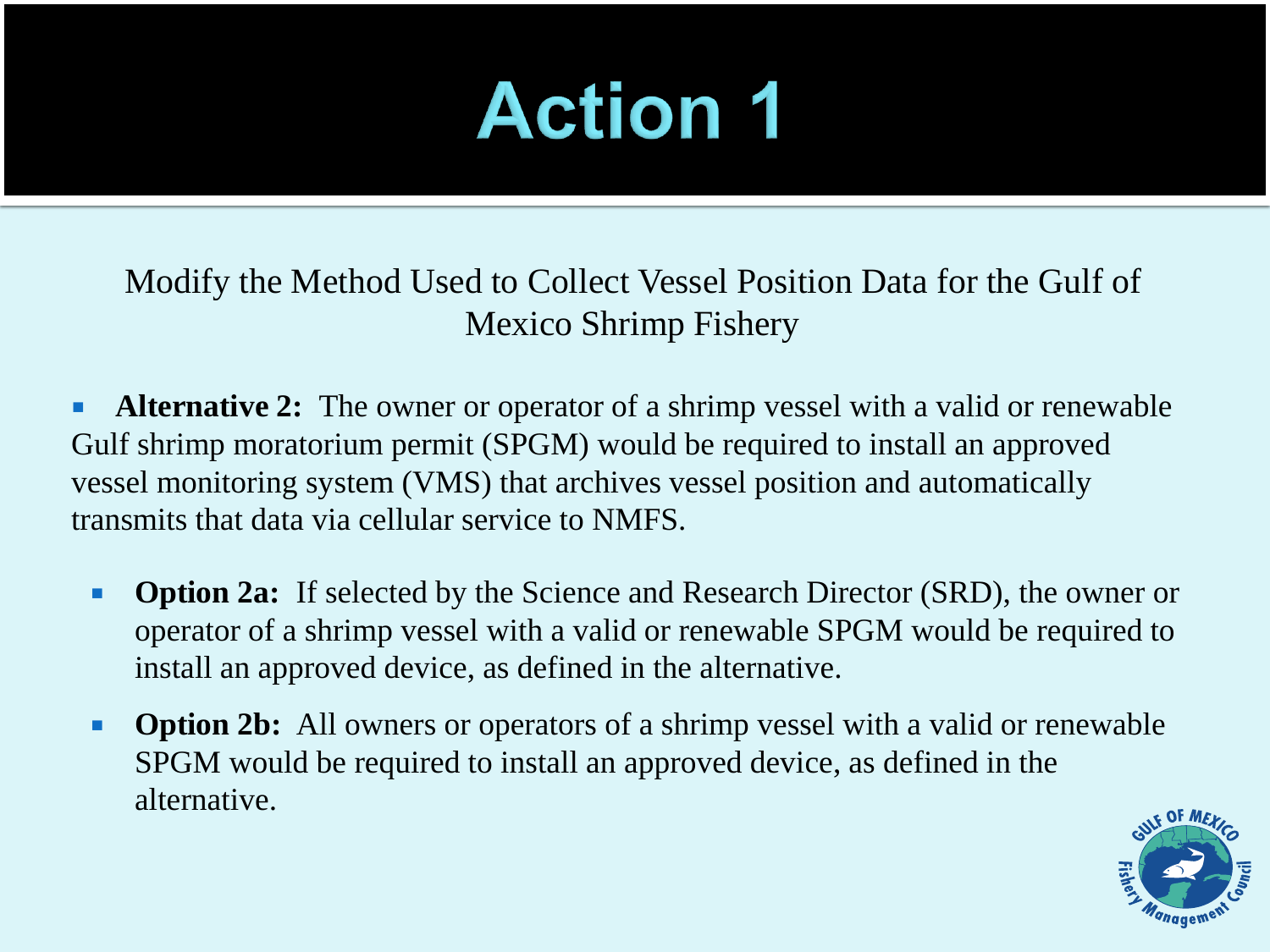# Action 1

Modify the Method Used to Collect Vessel Position Data for the Gulf of Mexico Shrimp Fishery

- **Alternative 2:** The owner or operator of a shrimp vessel with a valid or renewable Gulf shrimp moratorium permit (SPGM) would be required to install an approved vessel monitoring system (VMS) that archives vessel position and automatically transmits that data via cellular service to NMFS.
  - **Option 2a:** If selected by the Science and Research Director (SRD), the owner or operator of a shrimp vessel with a valid or renewable SPGM would be required to install an approved device, as defined in the alternative.
  - **Option 2b:** All owners or operators of a shrimp vessel with a valid or renewable SPGM would be required to install an approved device, as defined in the alternative.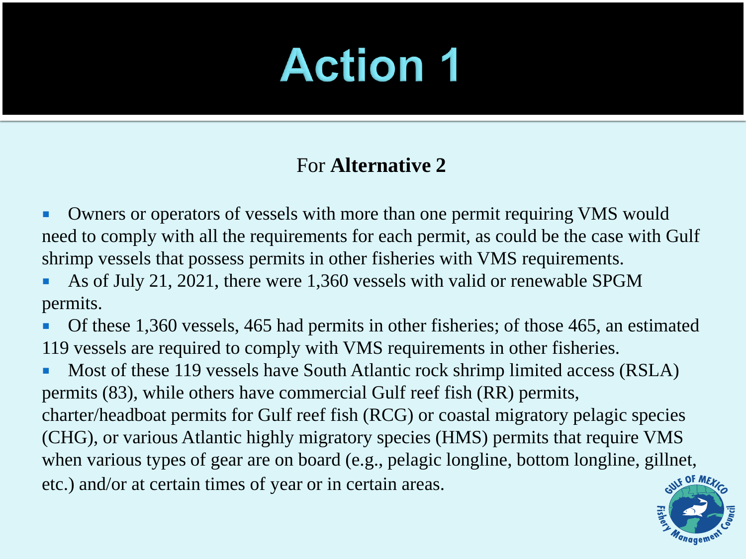# Action 1

For **Alternative 2**

- Owners or operators of vessels with more than one permit requiring VMS would need to comply with all the requirements for each permit, as could be the case with Gulf shrimp vessels that possess permits in other fisheries with VMS requirements.
- As of July 21, 2021, there were 1,360 vessels with valid or renewable SPGM permits.
- Of these 1,360 vessels, 465 had permits in other fisheries; of those 465, an estimated 119 vessels are required to comply with VMS requirements in other fisheries.
- Most of these 119 vessels have South Atlantic rock shrimp limited access (RSLA) permits (83), while others have commercial Gulf reef fish (RR) permits, charter/headboat permits for Gulf reef fish (RCG) or coastal migratory pelagic species (CHG), or various Atlantic highly migratory species (HMS) permits that require VMS when various types of gear are on board (e.g., pelagic longline, bottom longline, gillnet, etc.) and/or at certain times of year or in certain areas.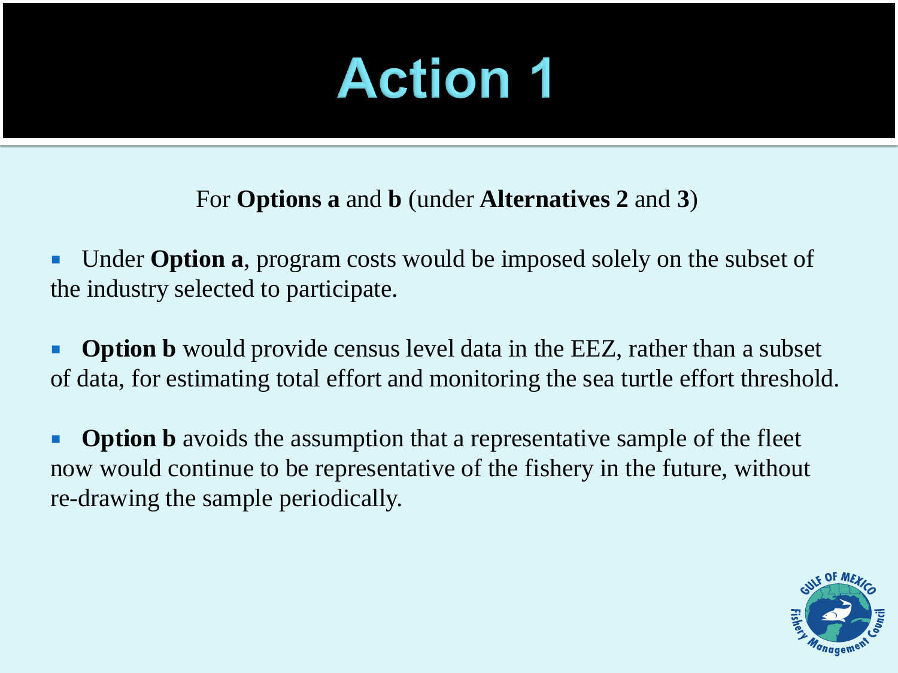# Action 1

For **Options a** and **b** (under **Alternatives 2** and **3**)

- Under **Option a**, program costs would be imposed solely on the subset of the industry selected to participate.
- **Option b** would provide census level data in the EEZ, rather than a subset of data, for estimating total effort and monitoring the sea turtle effort threshold.
- **Option b** avoids the assumption that a representative sample of the fleet now would continue to be representative of the fishery in the future, without re-drawing the sample periodically.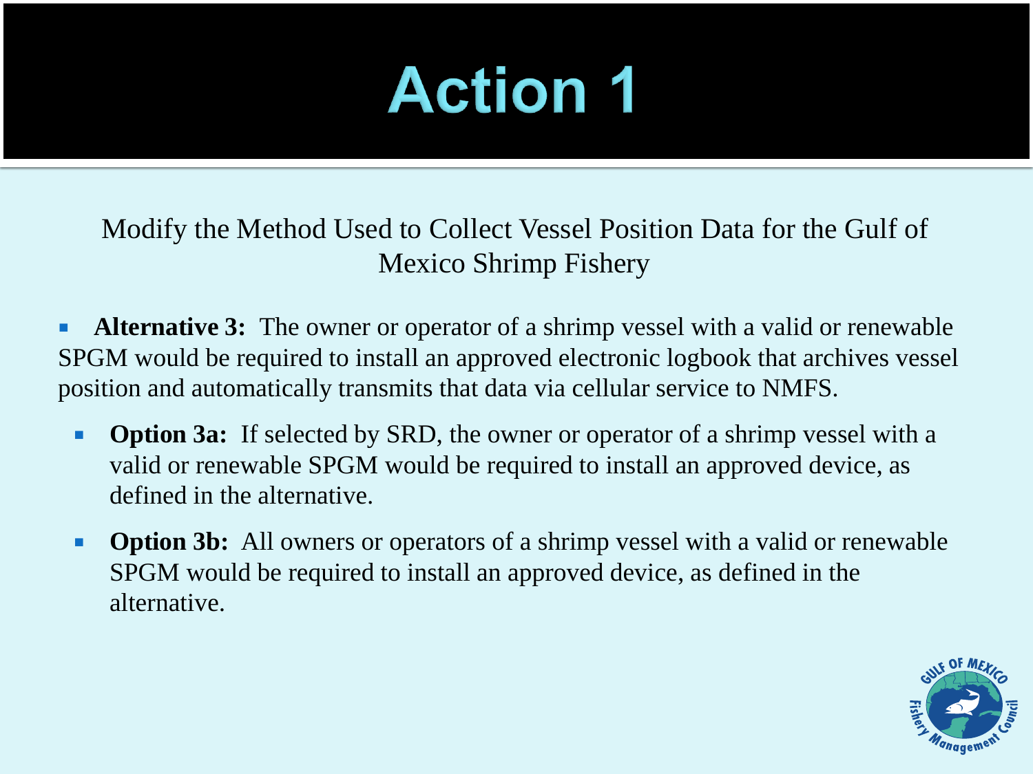# Action 1

Modify the Method Used to Collect Vessel Position Data for the Gulf of Mexico Shrimp Fishery

- **Alternative 3:** The owner or operator of a shrimp vessel with a valid or renewable SPGM would be required to install an approved electronic logbook that archives vessel position and automatically transmits that data via cellular service to NMFS.
  - **Option 3a:** If selected by SRD, the owner or operator of a shrimp vessel with a valid or renewable SPGM would be required to install an approved device, as defined in the alternative.
  - **Option 3b:** All owners or operators of a shrimp vessel with a valid or renewable SPGM would be required to install an approved device, as defined in the alternative.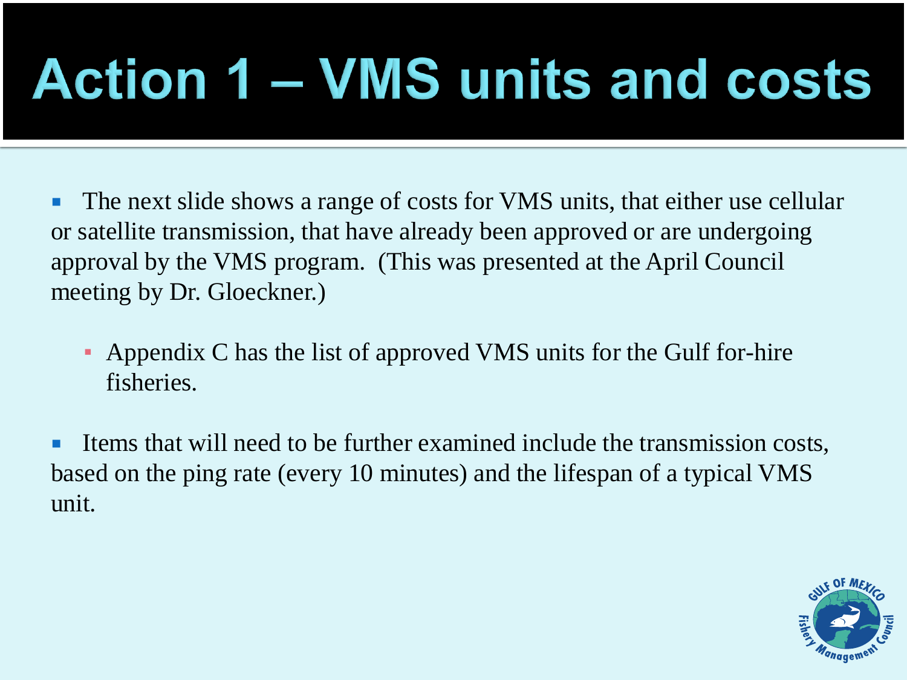# Action 1 – VMS units and costs

- The next slide shows a range of costs for VMS units, that either use cellular or satellite transmission, that have already been approved or are undergoing approval by the VMS program. (This was presented at the April Council meeting by Dr. Gloeckner.)
  - Appendix C has the list of approved VMS units for the Gulf for-hire fisheries.
- Items that will need to be further examined include the transmission costs, based on the ping rate (every 10 minutes) and the lifespan of a typical VMS unit.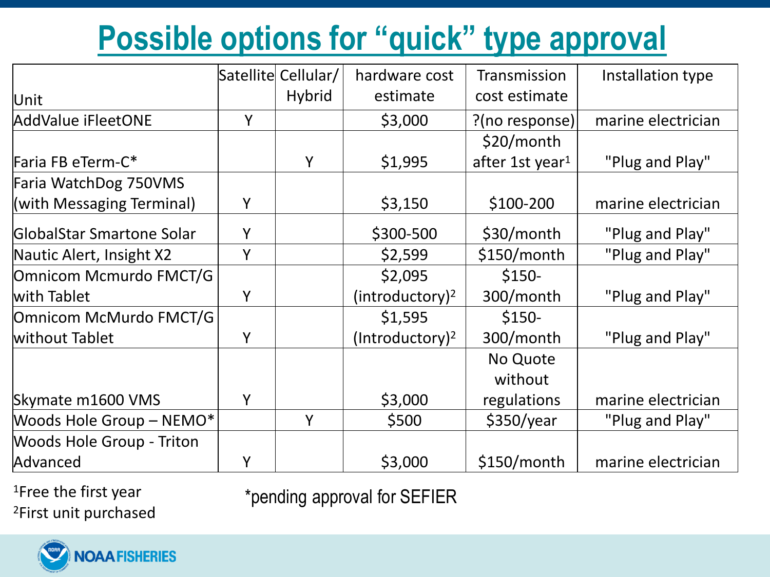# Possible options for "quick" type approval

| Unit | Satellite | Cellular/ Hybrid | hardware cost estimate | Transmission cost estimate | Installation type |
|---|---|---|---|---|---|
| AddValue iFleetONE | Y | | $3,000 | ?(no response) | marine electrician |
| Faria FB eTerm-C* | | Y | $1,995 | $20/month after 1st year[1] | "Plug and Play" |
| Faria WatchDog 750VMS (with Messaging Terminal) | Y | | $3,150 | $100-200 | marine electrician |
| GlobalStar Smartone Solar | Y | | $300-500 | $30/month | "Plug and Play" |
| Nautic Alert, Insight X2 | Y | | $2,599 | $150/month | "Plug and Play" |
| Omnicom Mcmurdo FMCT/G with Tablet | Y | | $2,095 (introductory)[2] | $150-300/month | "Plug and Play" |
| Omnicom McMurdo FMCT/G without Tablet | Y | | $1,595 (Introductory)[2] | $150-300/month | "Plug and Play" |
| Skymate m1600 VMS | Y | | $3,000 | No Quote without regulations | marine electrician |
| Woods Hole Group – NEMO* | | Y | $500 | $350/year | "Plug and Play" |
| Woods Hole Group - Triton Advanced | Y | | $3,000 | $150/month | marine electrician |

[1]Free the first year

[2]First unit purchased

*pending approval for SEFIER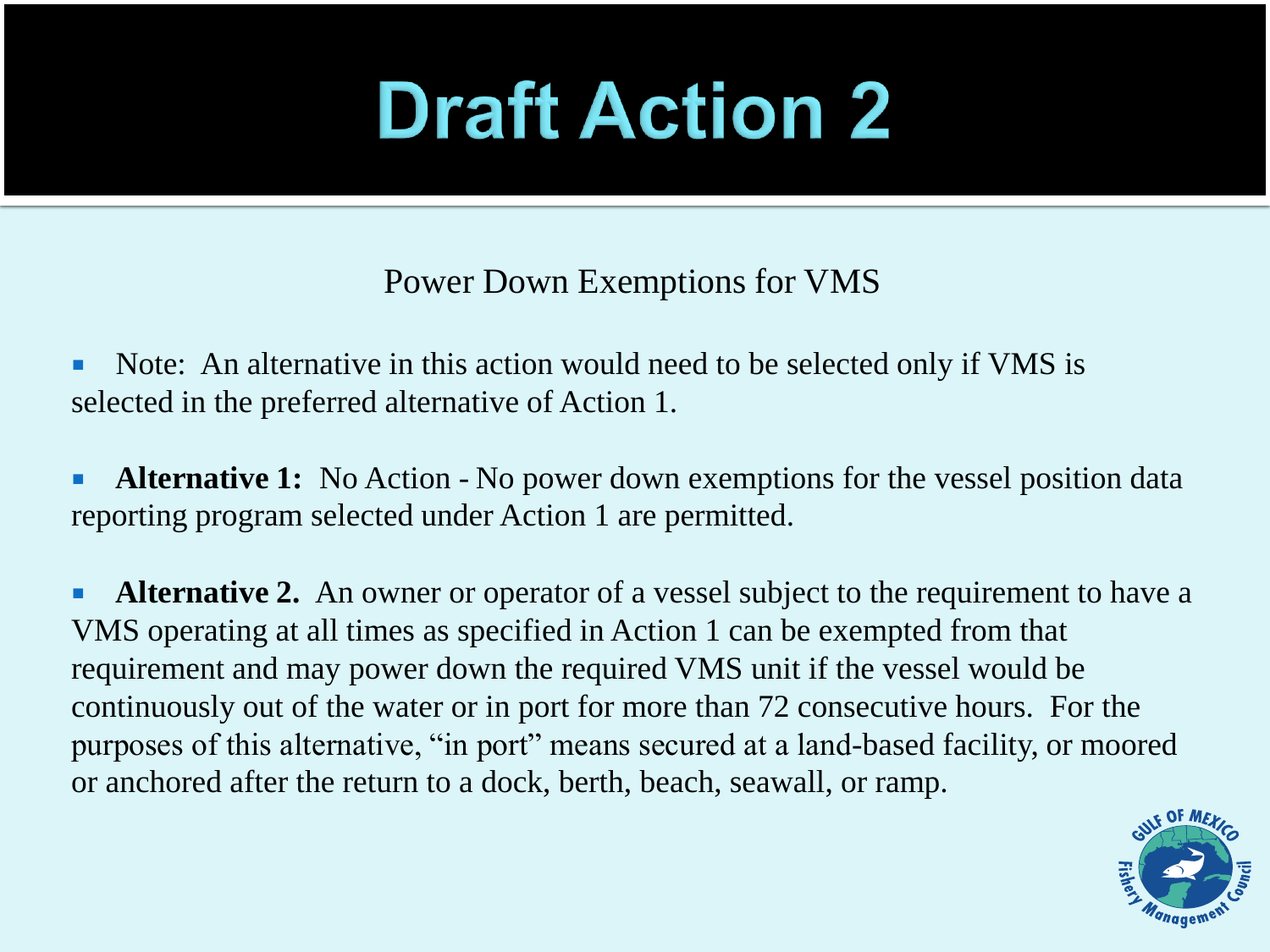# Draft Action 2

Power Down Exemptions for VMS

- Note: An alternative in this action would need to be selected only if VMS is selected in the preferred alternative of Action 1.
- **Alternative 1:** No Action - No power down exemptions for the vessel position data reporting program selected under Action 1 are permitted.
- **Alternative 2.** An owner or operator of a vessel subject to the requirement to have a VMS operating at all times as specified in Action 1 can be exempted from that requirement and may power down the required VMS unit if the vessel would be continuously out of the water or in port for more than 72 consecutive hours. For the purposes of this alternative, "in port" means secured at a land-based facility, or moored or anchored after the return to a dock, berth, beach, seawall, or ramp.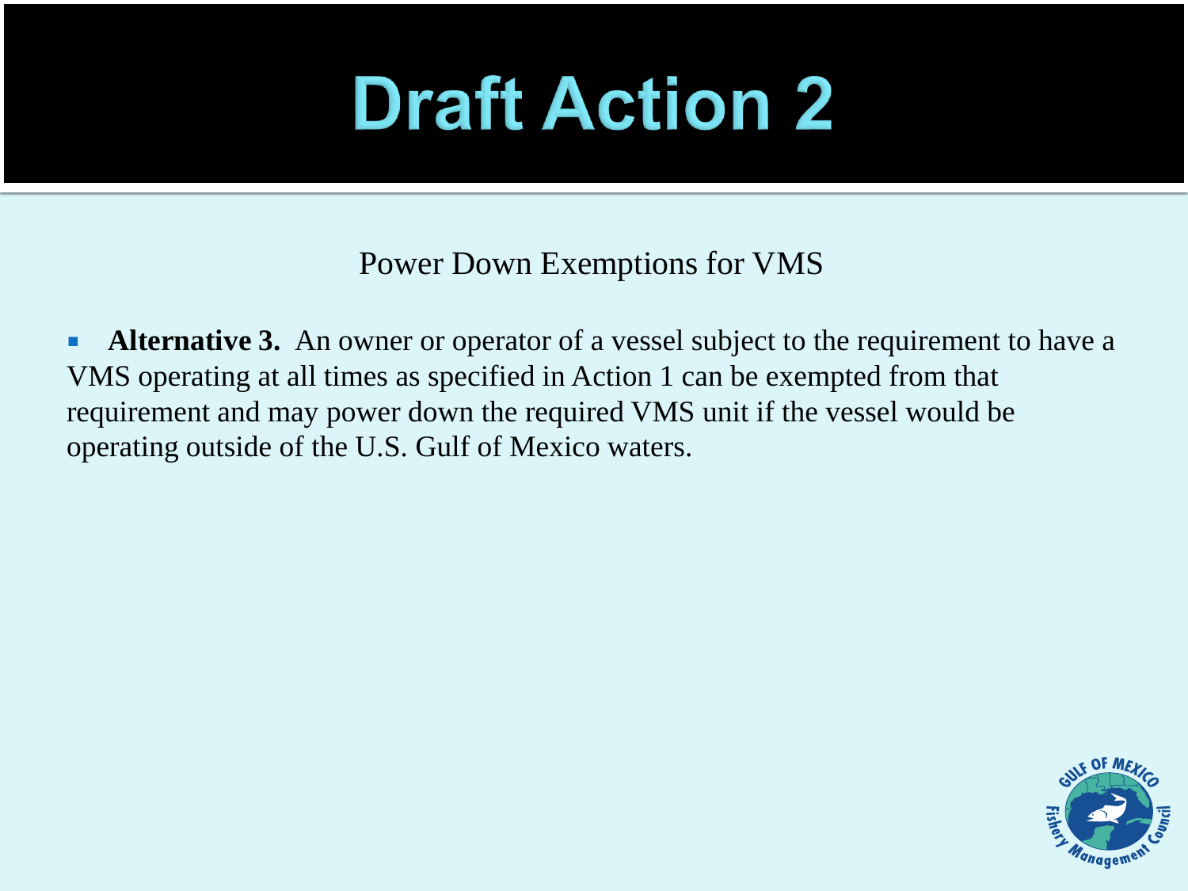# Draft Action 2

Power Down Exemptions for VMS

- **Alternative 3.** An owner or operator of a vessel subject to the requirement to have a VMS operating at all times as specified in Action 1 can be exempted from that requirement and may power down the required VMS unit if the vessel would be operating outside of the U.S. Gulf of Mexico waters.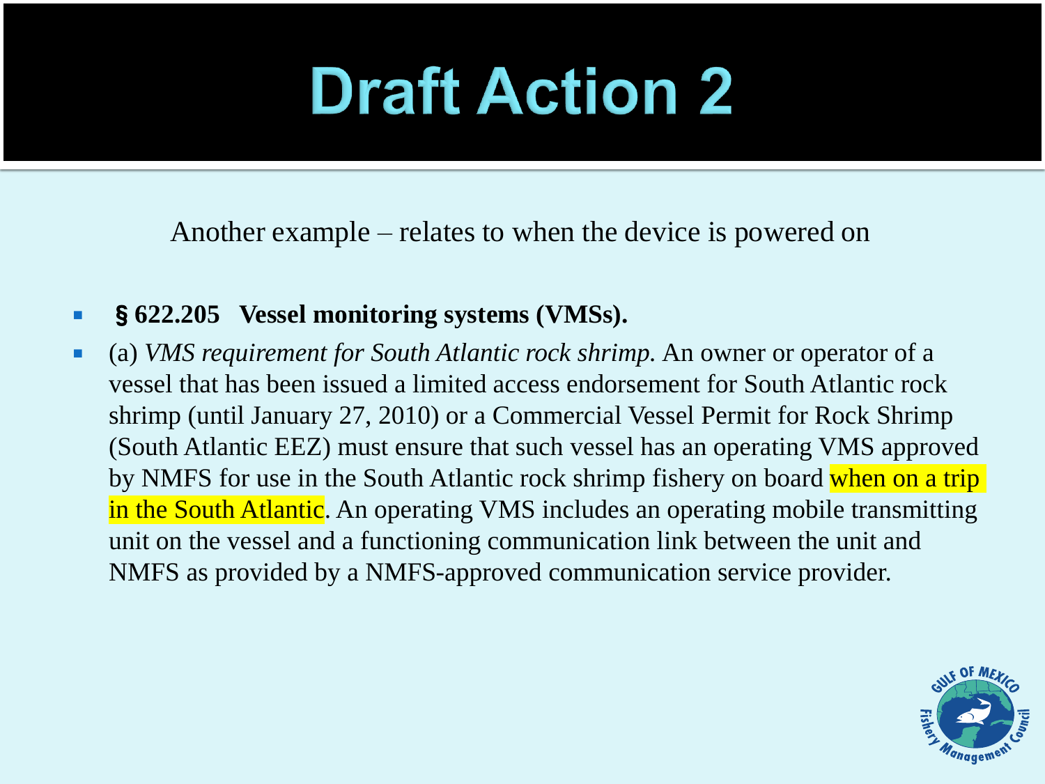# Draft Action 2

Another example – relates to when the device is powered on

- **§ 622.205 Vessel monitoring systems (VMSs).**
- (a) *VMS requirement for South Atlantic rock shrimp.* An owner or operator of a vessel that has been issued a limited access endorsement for South Atlantic rock shrimp (until January 27, 2010) or a Commercial Vessel Permit for Rock Shrimp (South Atlantic EEZ) must ensure that such vessel has an operating VMS approved by NMFS for use in the South Atlantic rock shrimp fishery on board when on a trip in the South Atlantic. An operating VMS includes an operating mobile transmitting unit on the vessel and a functioning communication link between the unit and NMFS as provided by a NMFS-approved communication service provider.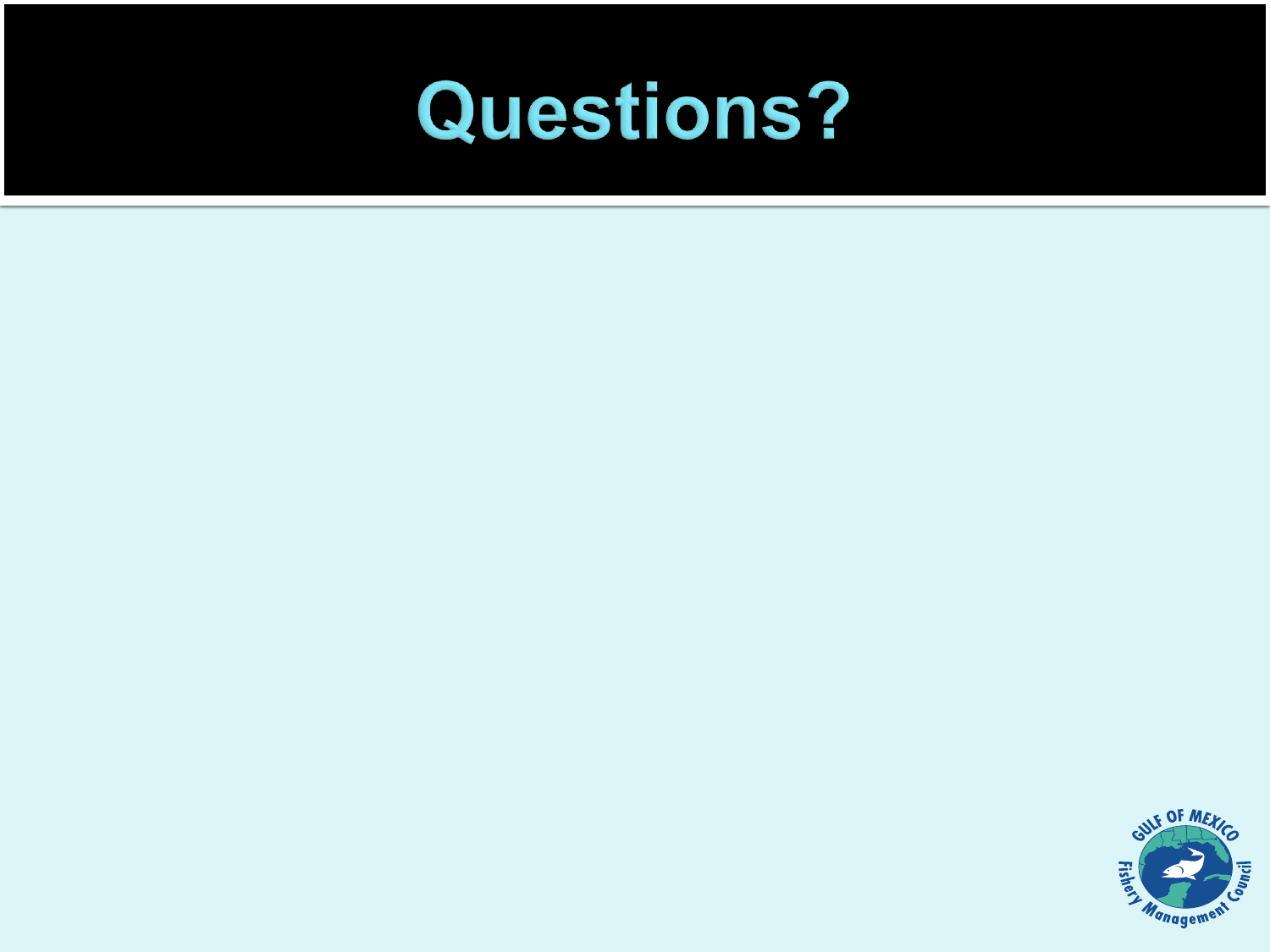# Questions?